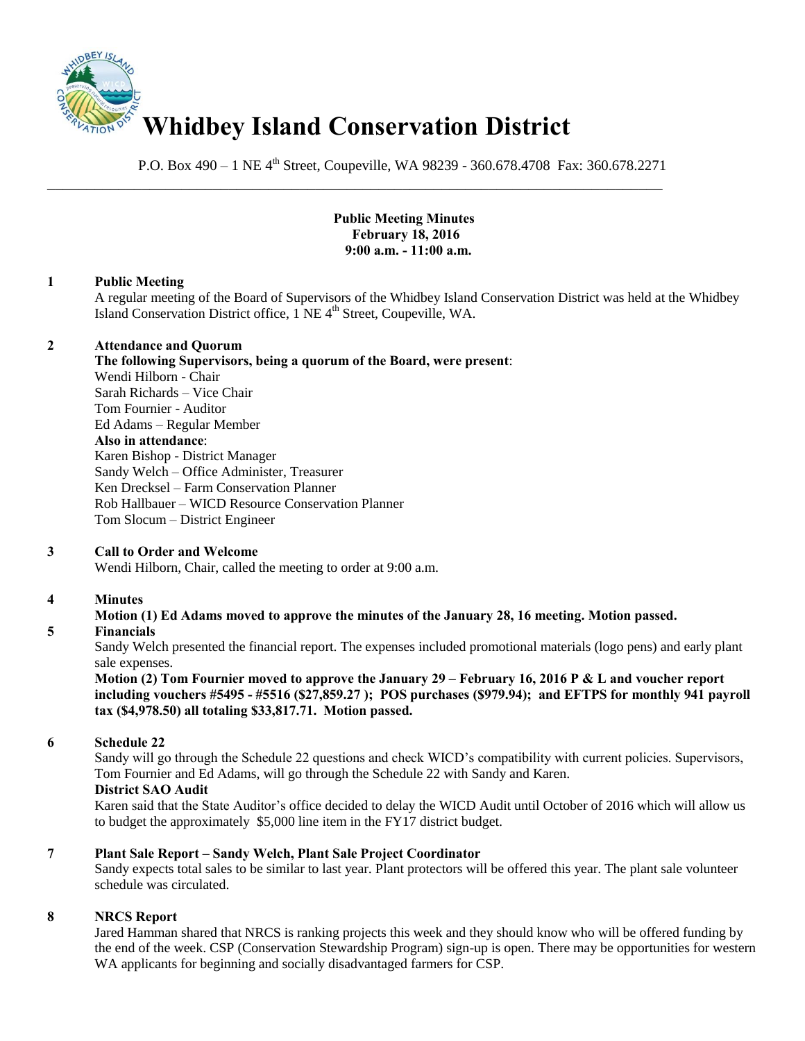# Whidbey Island Conservation District

P.O. Box 490 – 1 NE 4th Street, Coupeville, WA 98239 - 360.678.4708 Fax: 360.678.2271

---

**Public Meeting Minutes**
**February 18, 2016**
**9:00 a.m. - 11:00 a.m.**

**1 Public Meeting**

A regular meeting of the Board of Supervisors of the Whidbey Island Conservation District was held at the Whidbey Island Conservation District office, 1 NE 4th Street, Coupeville, WA.

**2 Attendance and Quorum**

**The following Supervisors, being a quorum of the Board, were present**:
Wendi Hilborn - Chair
Sarah Richards – Vice Chair
Tom Fournier - Auditor
Ed Adams – Regular Member
**Also in attendance**:
Karen Bishop - District Manager
Sandy Welch – Office Administer, Treasurer
Ken Drecksel – Farm Conservation Planner
Rob Hallbauer – WICD Resource Conservation Planner
Tom Slocum – District Engineer

**3 Call to Order and Welcome**

Wendi Hilborn, Chair, called the meeting to order at 9:00 a.m.

**4 Minutes**

**Motion (1) Ed Adams moved to approve the minutes of the January 28, 16 meeting. Motion passed.**

**5 Financials**

Sandy Welch presented the financial report. The expenses included promotional materials (logo pens) and early plant sale expenses.

**Motion (2) Tom Fournier moved to approve the January 29 – February 16, 2016 P & L and voucher report including vouchers #5495 - #5516 ($27,859.27 ); POS purchases ($979.94); and EFTPS for monthly 941 payroll tax ($4,978.50) all totaling $33,817.71. Motion passed.**

**6 Schedule 22**

Sandy will go through the Schedule 22 questions and check WICD's compatibility with current policies. Supervisors, Tom Fournier and Ed Adams, will go through the Schedule 22 with Sandy and Karen.

**District SAO Audit**

Karen said that the State Auditor's office decided to delay the WICD Audit until October of 2016 which will allow us to budget the approximately $5,000 line item in the FY17 district budget.

**7 Plant Sale Report – Sandy Welch, Plant Sale Project Coordinator**

Sandy expects total sales to be similar to last year. Plant protectors will be offered this year. The plant sale volunteer schedule was circulated.

**8 NRCS Report**

Jared Hamman shared that NRCS is ranking projects this week and they should know who will be offered funding by the end of the week. CSP (Conservation Stewardship Program) sign-up is open. There may be opportunities for western WA applicants for beginning and socially disadvantaged farmers for CSP.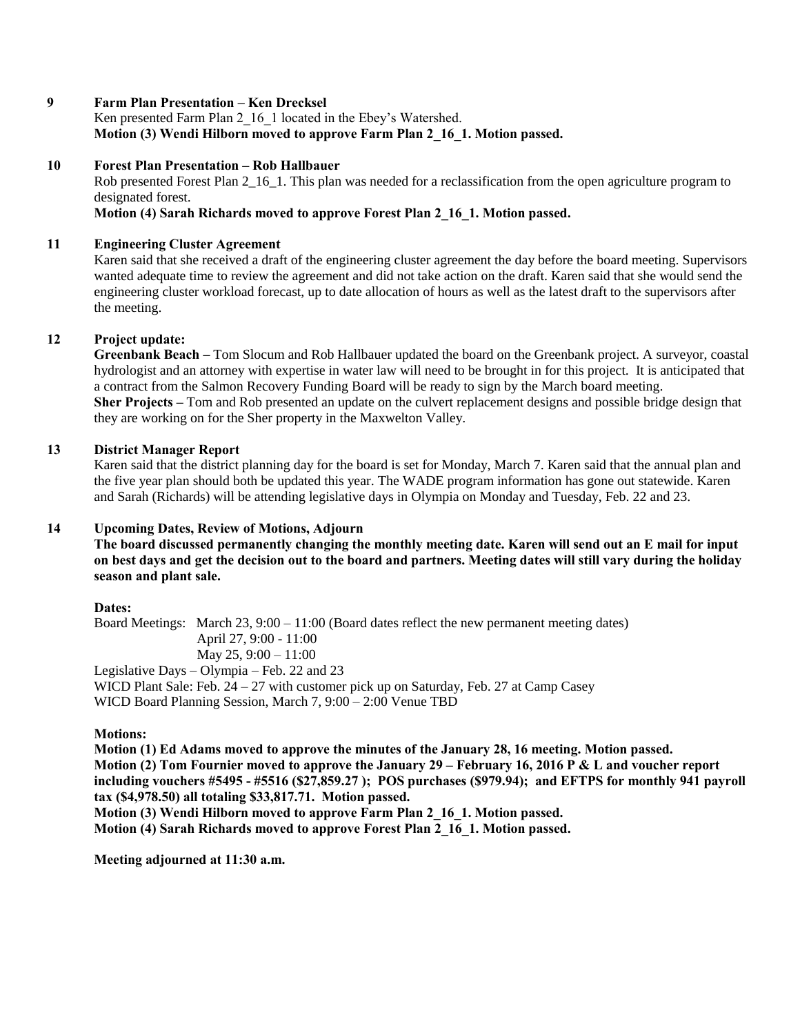**9 Farm Plan Presentation – Ken Drecksel**

Ken presented Farm Plan 2_16_1 located in the Ebey's Watershed.

**Motion (3) Wendi Hilborn moved to approve Farm Plan 2_16_1. Motion passed.**

**10 Forest Plan Presentation – Rob Hallbauer**

Rob presented Forest Plan 2_16_1. This plan was needed for a reclassification from the open agriculture program to designated forest.

**Motion (4) Sarah Richards moved to approve Forest Plan 2_16_1. Motion passed.**

**11 Engineering Cluster Agreement**

Karen said that she received a draft of the engineering cluster agreement the day before the board meeting. Supervisors wanted adequate time to review the agreement and did not take action on the draft. Karen said that she would send the engineering cluster workload forecast, up to date allocation of hours as well as the latest draft to the supervisors after the meeting.

**12 Project update:**

**Greenbank Beach –** Tom Slocum and Rob Hallbauer updated the board on the Greenbank project. A surveyor, coastal hydrologist and an attorney with expertise in water law will need to be brought in for this project. It is anticipated that a contract from the Salmon Recovery Funding Board will be ready to sign by the March board meeting.

**Sher Projects –** Tom and Rob presented an update on the culvert replacement designs and possible bridge design that they are working on for the Sher property in the Maxwelton Valley.

**13 District Manager Report**

Karen said that the district planning day for the board is set for Monday, March 7. Karen said that the annual plan and the five year plan should both be updated this year. The WADE program information has gone out statewide. Karen and Sarah (Richards) will be attending legislative days in Olympia on Monday and Tuesday, Feb. 22 and 23.

**14 Upcoming Dates, Review of Motions, Adjourn**

**The board discussed permanently changing the monthly meeting date. Karen will send out an E mail for input on best days and get the decision out to the board and partners. Meeting dates will still vary during the holiday season and plant sale.**

**Dates:**

Board Meetings: March 23, 9:00 – 11:00 (Board dates reflect the new permanent meeting dates)
April 27, 9:00 - 11:00
May 25, 9:00 – 11:00

Legislative Days – Olympia – Feb. 22 and 23

WICD Plant Sale: Feb. 24 – 27 with customer pick up on Saturday, Feb. 27 at Camp Casey

WICD Board Planning Session, March 7, 9:00 – 2:00 Venue TBD

**Motions:**

**Motion (1) Ed Adams moved to approve the minutes of the January 28, 16 meeting. Motion passed.**

**Motion (2) Tom Fournier moved to approve the January 29 – February 16, 2016 P & L and voucher report including vouchers #5495 - #5516 ($27,859.27 ); POS purchases ($979.94); and EFTPS for monthly 941 payroll tax ($4,978.50) all totaling $33,817.71. Motion passed.**

**Motion (3) Wendi Hilborn moved to approve Farm Plan 2_16_1. Motion passed.**

**Motion (4) Sarah Richards moved to approve Forest Plan 2_16_1. Motion passed.**

**Meeting adjourned at 11:30 a.m.**